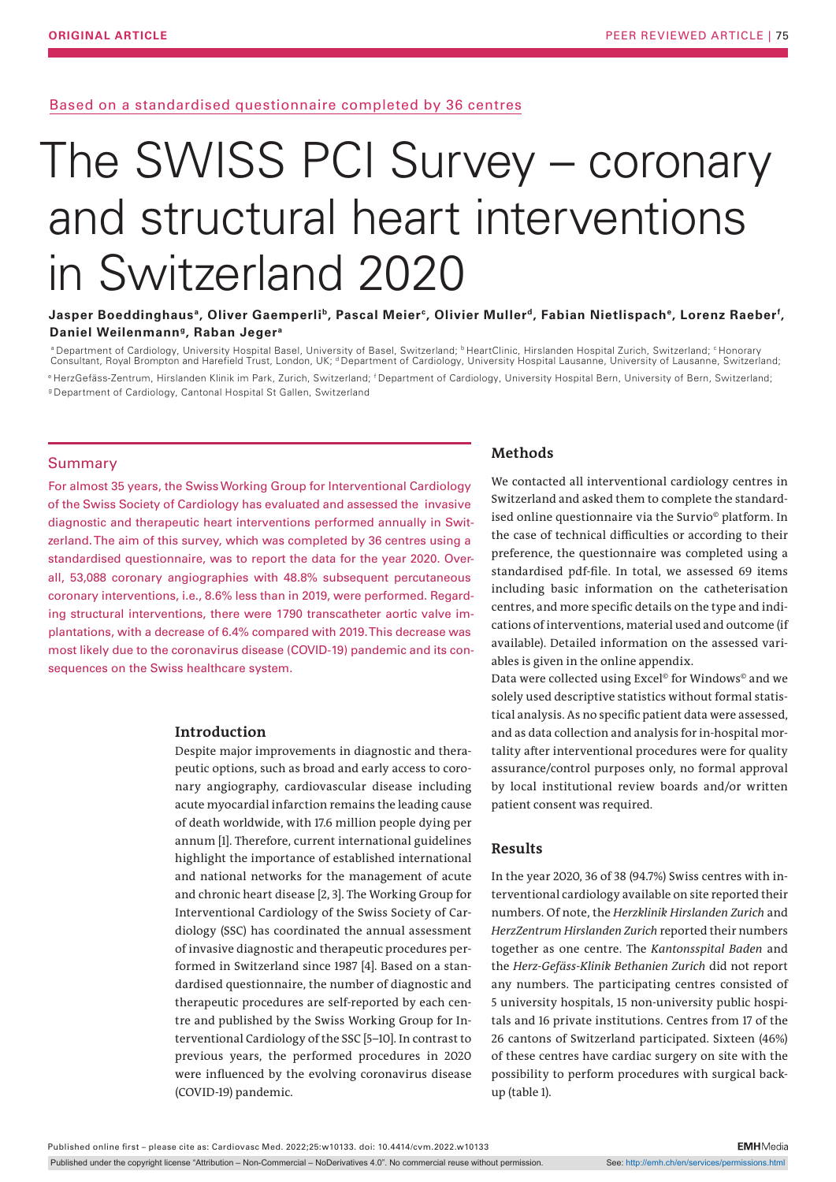ORIGINAL ARTICLE

Based on a standardised questionnaire completed by 36 centres

# The SWISS PCI Survey – coronary and structural heart interventions in Switzerland 2020

**Jasper Boeddinghaus[a], Oliver Gaemperli[b], Pascal Meier[c], Olivier Muller[d], Fabian Nietlispach[e], Lorenz Raeber[f], Daniel Weilenmann[g], Raban Jeger[a]**

[a] Department of Cardiology, University Hospital Basel, University of Basel, Switzerland; [b] HeartClinic, Hirslanden Hospital Zurich, Switzerland; [c] Honorary Consultant, Royal Brompton and Harefield Trust, London, UK; [d] Department of Cardiology, University Hospital Lausanne, University of Lausanne, Switzerland; [e] HerzGefäss-Zentrum, Hirslanden Klinik im Park, Zurich, Switzerland; [f] Department of Cardiology, University Hospital Bern, University of Bern, Switzerland; [g] Department of Cardiology, Cantonal Hospital St Gallen, Switzerland

## Summary

For almost 35 years, the Swiss Working Group for Interventional Cardiology of the Swiss Society of Cardiology has evaluated and assessed the invasive diagnostic and therapeutic heart interventions performed annually in Switzerland. The aim of this survey, which was completed by 36 centres using a standardised questionnaire, was to report the data for the year 2020. Overall, 53,088 coronary angiographies with 48.8% subsequent percutaneous coronary interventions, i.e., 8.6% less than in 2019, were performed. Regarding structural interventions, there were 1790 transcatheter aortic valve implantations, with a decrease of 6.4% compared with 2019. This decrease was most likely due to the coronavirus disease (COVID-19) pandemic and its consequences on the Swiss healthcare system.

## Introduction

Despite major improvements in diagnostic and therapeutic options, such as broad and early access to coronary angiography, cardiovascular disease including acute myocardial infarction remains the leading cause of death worldwide, with 17.6 million people dying per annum [1]. Therefore, current international guidelines highlight the importance of established international and national networks for the management of acute and chronic heart disease [2, 3]. The Working Group for Interventional Cardiology of the Swiss Society of Cardiology (SSC) has coordinated the annual assessment of invasive diagnostic and therapeutic procedures performed in Switzerland since 1987 [4]. Based on a standardised questionnaire, the number of diagnostic and therapeutic procedures are self-reported by each centre and published by the Swiss Working Group for Interventional Cardiology of the SSC [5–10]. In contrast to previous years, the performed procedures in 2020 were influenced by the evolving coronavirus disease (COVID-19) pandemic.

## Methods

We contacted all interventional cardiology centres in Switzerland and asked them to complete the standardised online questionnaire via the Survio© platform. In the case of technical difficulties or according to their preference, the questionnaire was completed using a standardised pdf-file. In total, we assessed 69 items including basic information on the catheterisation centres, and more specific details on the type and indications of interventions, material used and outcome (if available). Detailed information on the assessed variables is given in the online appendix.

Data were collected using Excel© for Windows© and we solely used descriptive statistics without formal statistical analysis. As no specific patient data were assessed, and as data collection and analysis for in-hospital mortality after interventional procedures were for quality assurance/control purposes only, no formal approval by local institutional review boards and/or written patient consent was required.

## Results

In the year 2020, 36 of 38 (94.7%) Swiss centres with interventional cardiology available on site reported their numbers. Of note, the *Herzklinik Hirslanden Zurich* and *HerzZentrum Hirslanden Zurich* reported their numbers together as one centre. The *Kantonsspital Baden* and the *Herz-Gefäss-Klinik Bethanien Zurich* did not report any numbers. The participating centres consisted of 5 university hospitals, 15 non-university public hospitals and 16 private institutions. Centres from 17 of the 26 cantons of Switzerland participated. Sixteen (46%) of these centres have cardiac surgery on site with the possibility to perform procedures with surgical backup (table 1).

Published online first – please cite as: Cardiovasc Med. 2022;25:w10133. doi: 10.4414/cvm.2022.w10133

Published under the copyright license "Attribution – Non-Commercial – NoDerivatives 4.0". No commercial reuse without permission. See: http://emh.ch/en/services/permissions.html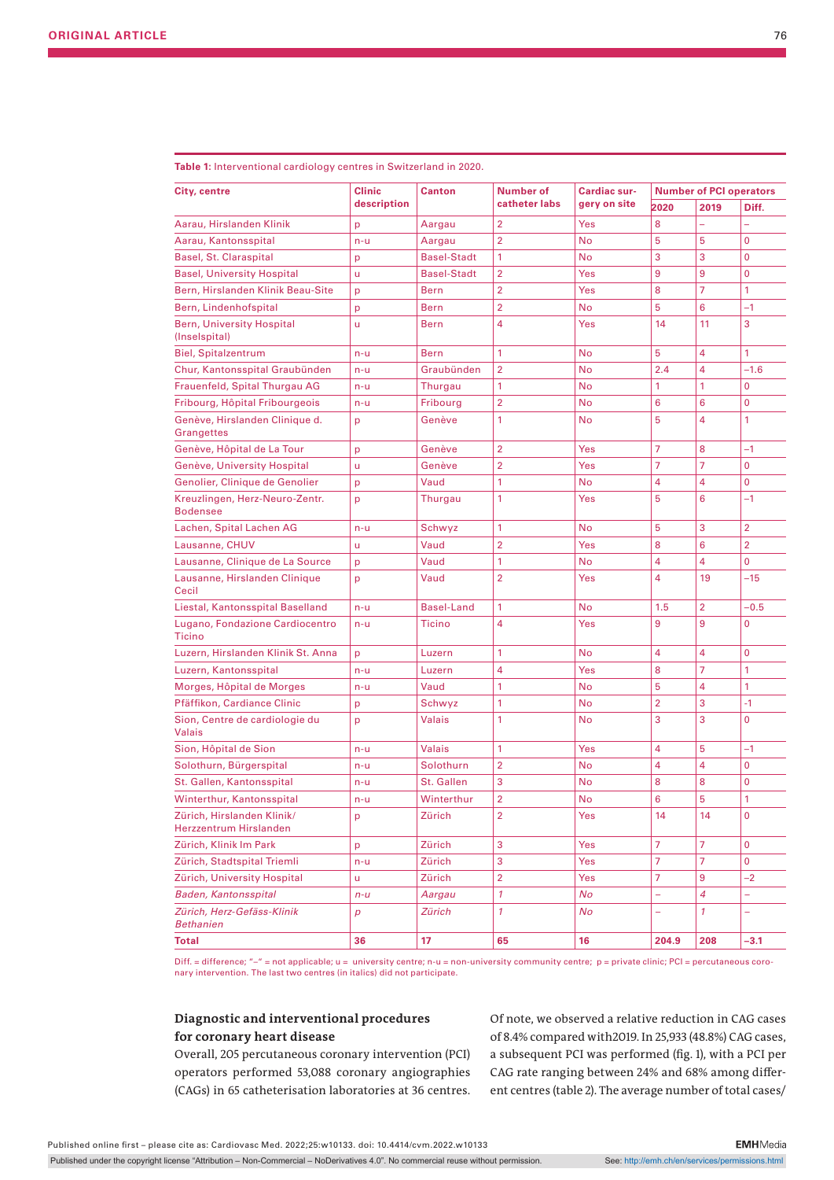**Table 1:** Interventional cardiology centres in Switzerland in 2020.

| City, centre | Clinic description | Canton | Number of catheter labs | Cardiac surgery on site | Number of PCI operators | | |
|---|---|---|---|---|---|---|---|
| | | | | | 2020 | 2019 | Diff. |
| Aarau, Hirslanden Klinik | p | Aargau | 2 | Yes | 8 | – | – |
| Aarau, Kantonsspital | n-u | Aargau | 2 | No | 5 | 5 | 0 |
| Basel, St. Claraspital | p | Basel-Stadt | 1 | No | 3 | 3 | 0 |
| Basel, University Hospital | u | Basel-Stadt | 2 | Yes | 9 | 9 | 0 |
| Bern, Hirslanden Klinik Beau-Site | p | Bern | 2 | Yes | 8 | 7 | 1 |
| Bern, Lindenhofspital | p | Bern | 2 | No | 5 | 6 | –1 |
| Bern, University Hospital (Inselspital) | u | Bern | 4 | Yes | 14 | 11 | 3 |
| Biel, Spitalzentrum | n-u | Bern | 1 | No | 5 | 4 | 1 |
| Chur, Kantonsspital Graubünden | n-u | Graubünden | 2 | No | 2.4 | 4 | –1.6 |
| Frauenfeld, Spital Thurgau AG | n-u | Thurgau | 1 | No | 1 | 1 | 0 |
| Fribourg, Hôpital Fribourgeois | n-u | Fribourg | 2 | No | 6 | 6 | 0 |
| Genève, Hirslanden Clinique d. Grangettes | p | Genève | 1 | No | 5 | 4 | 1 |
| Genève, Hôpital de La Tour | p | Genève | 2 | Yes | 7 | 8 | –1 |
| Genève, University Hospital | u | Genève | 2 | Yes | 7 | 7 | 0 |
| Genolier, Clinique de Genolier | p | Vaud | 1 | No | 4 | 4 | 0 |
| Kreuzlingen, Herz-Neuro-Zentr. Bodensee | p | Thurgau | 1 | Yes | 5 | 6 | –1 |
| Lachen, Spital Lachen AG | n-u | Schwyz | 1 | No | 5 | 3 | 2 |
| Lausanne, CHUV | u | Vaud | 2 | Yes | 8 | 6 | 2 |
| Lausanne, Clinique de La Source | p | Vaud | 1 | No | 4 | 4 | 0 |
| Lausanne, Hirslanden Clinique Cecil | p | Vaud | 2 | Yes | 4 | 19 | –15 |
| Liestal, Kantonsspital Baselland | n-u | Basel-Land | 1 | No | 1.5 | 2 | –0.5 |
| Lugano, Fondazione Cardiocentro Ticino | n-u | Ticino | 4 | Yes | 9 | 9 | 0 |
| Luzern, Hirslanden Klinik St. Anna | p | Luzern | 1 | No | 4 | 4 | 0 |
| Luzern, Kantonsspital | n-u | Luzern | 4 | Yes | 8 | 7 | 1 |
| Morges, Hôpital de Morges | n-u | Vaud | 1 | No | 5 | 4 | 1 |
| Pfäffikon, Cardiance Clinic | p | Schwyz | 1 | No | 2 | 3 | -1 |
| Sion, Centre de cardiologie du Valais | p | Valais | 1 | No | 3 | 3 | 0 |
| Sion, Hôpital de Sion | n-u | Valais | 1 | Yes | 4 | 5 | –1 |
| Solothurn, Bürgerspital | n-u | Solothurn | 2 | No | 4 | 4 | 0 |
| St. Gallen, Kantonsspital | n-u | St. Gallen | 3 | No | 8 | 8 | 0 |
| Winterthur, Kantonsspital | n-u | Winterthur | 2 | No | 6 | 5 | 1 |
| Zürich, Hirslanden Klinik/ Herzzentrum Hirslanden | p | Zürich | 2 | Yes | 14 | 14 | 0 |
| Zürich, Klinik Im Park | p | Zürich | 3 | Yes | 7 | 7 | 0 |
| Zürich, Stadtspital Triemli | n-u | Zürich | 3 | Yes | 7 | 7 | 0 |
| Zürich, University Hospital | u | Zürich | 2 | Yes | 7 | 9 | –2 |
| *Baden, Kantonsspital* | *n-u* | *Aargau* | *1* | *No* | – | *4* | – |
| *Zürich, Herz-Gefäss-Klinik Bethanien* | *p* | *Zürich* | *1* | *No* | – | *1* | – |
| **Total** | **36** | **17** | **65** | **16** | **204.9** | **208** | **–3.1** |

Diff. = difference; "–" = not applicable; u = university centre; n-u = non-university community centre; p = private clinic; PCI = percutaneous coronary intervention. The last two centres (in italics) did not participate.

## Diagnostic and interventional procedures for coronary heart disease

Overall, 205 percutaneous coronary intervention (PCI) operators performed 53,088 coronary angiographies (CAGs) in 65 catheterisation laboratories at 36 centres. Of note, we observed a relative reduction in CAG cases of 8.4% compared with2019. In 25,933 (48.8%) CAG cases, a subsequent PCI was performed (fig. 1), with a PCI per CAG rate ranging between 24% and 68% among different centres (table 2). The average number of total cases/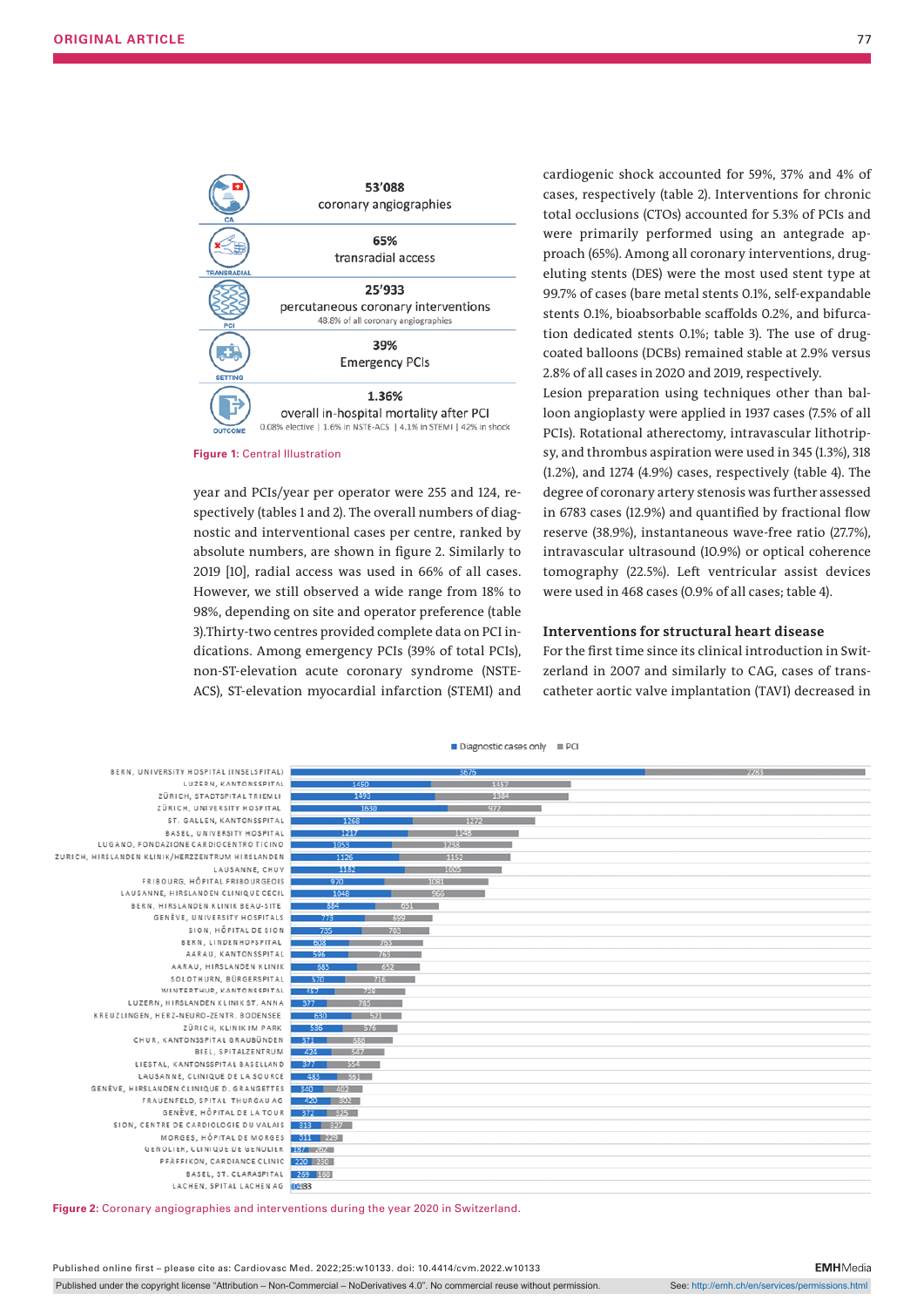53'088
coronary angiographies

65%
transradial access

25'933
percutaneous coronary interventions
48.8% of all coronary angiographies

39%
Emergency PCIs

1.36%
overall in-hospital mortality after PCI
0.08% elective | 1.6% in NSTE-ACS | 4.1% in STEMI | 42% in shock

Figure 1: Central Illustration

year and PCIs/year per operator were 255 and 124, respectively (tables 1 and 2). The overall numbers of diagnostic and interventional cases per centre, ranked by absolute numbers, are shown in figure 2. Similarly to 2019 [10], radial access was used in 66% of all cases. However, we still observed a wide range from 18% to 98%, depending on site and operator preference (table 3).Thirty-two centres provided complete data on PCI indications. Among emergency PCIs (39% of total PCIs), non-ST-elevation acute coronary syndrome (NSTE-ACS), ST-elevation myocardial infarction (STEMI) and cardiogenic shock accounted for 59%, 37% and 4% of cases, respectively (table 2). Interventions for chronic total occlusions (CTOs) accounted for 5.3% of PCIs and were primarily performed using an antegrade approach (65%). Among all coronary interventions, drug-eluting stents (DES) were the most used stent type at 99.7% of cases (bare metal stents 0.1%, self-expandable stents 0.1%, bioabsorbable scaffolds 0.2%, and bifurcation dedicated stents 0.1%; table 3). The use of drug-coated balloons (DCBs) remained stable at 2.9% versus 2.8% of all cases in 2020 and 2019, respectively.

Lesion preparation using techniques other than balloon angioplasty were applied in 1937 cases (7.5% of all PCIs). Rotational atherectomy, intravascular lithotripsy, and thrombus aspiration were used in 345 (1.3%), 318 (1.2%), and 1274 (4.9%) cases, respectively (table 4). The degree of coronary artery stenosis was further assessed in 6783 cases (12.9%) and quantified by fractional flow reserve (38.9%), instantaneous wave-free ratio (27.7%), intravascular ultrasound (10.9%) or optical coherence tomography (22.5%). Left ventricular assist devices were used in 468 cases (0.9% of all cases; table 4).

### Interventions for structural heart disease

For the first time since its clinical introduction in Switzerland in 2007 and similarly to CAG, cases of transcatheter aortic valve implantation (TAVI) decreased in

| Centre | Diagnostic cases only | PCI |
|---|---|---|
| BERN, UNIVERSITY HOSPITAL (INSELSPITAL) | 3676 | 2283 |
| LUZERN, KANTONSSPITAL | 1450 | 1452 |
| ZÜRICH, STADTSPITAL TRIEMLI | 1493 | 1384 |
| ZÜRICH, UNIVERSITY HOSPITAL | 1630 | 972 |
| ST. GALLEN, KANTONSSPITAL | 1268 | 1272 |
| BASEL, UNIVERSITY HOSPITAL | 1217 | 1148 |
| LUGANO, FONDAZIONE CARDIOCENTRO TICINO | 1053 | 1238 |
| ZURICH, HIRSLANDEN KLINIK/HERZZENTRUM HIRSLANDEN | 1126 | 1152 |
| LAUSANNE, CHUV | 1182 | 1005 |
| FRIBOURG, HÔPITAL FRIBOURGEOIS | 970 | 1081 |
| LAUSANNE, HIRSLANDEN CLINIQUE CECIL | 1048 | 966 |
| BERN, HIRSLANDEN KLINIK BEAU-SITE | 884 | 651 |
| GENÈVE, UNIVERSITY HOSPITALS | 773 | 699 |
| SION, HÔPITAL DE SION | 735 | 703 |
| BERN, LINDENHOFSPITAL | 608 | 753 |
| AARAU, KANTONSSPITAL | 596 | 763 |
| AARAU, HIRSLANDEN KLINIK | 685 | 652 |
| SOLOTHURN, BÜRGERSPITAL | 570 | 716 |
| WINTERTHUR, KANTONSSPITAL | 457 | 738 |
| LUZERN, HIRSLANDEN KLINIK ST. ANNA | 377 | 785 |
| KREUZLINGEN, HERZ-NEURO-ZENTR. BODENSEE | 630 | 521 |
| ZÜRICH, KLINIK IM PARK | 536 | 576 |
| CHUR, KANTONSSPITAL GRAUBÜNDEN | 371 | 686 |
| BIEL, SPITALZENTRUM | 424 | 547 |
| LIESTAL, KANTONSSPITAL BASELLAND | 377 | 554 |
| LAUSANNE, CLINIQUE DE LA SOURCE | 483 | 361 |
| GENÈVE, HIRSLANDEN CLINIQUE D. GRANGETTES | 340 | 402 |
| FRAUENFELD, SPITAL THURGAU AG | 420 | 302 |
| GENÈVE, HÔPITAL DE LA TOUR | 372 | 325 |
| SION, CENTRE DE CARDIOLOGIE DU VALAIS | 313 | 327 |
| MORGES, HÔPITAL DE MORGES | 311 | 229 |
| GENOLIER, CLINIQUE DE GENOLIER | 187 | 262 |
| PFÄFFIKON, CARDIANCE CLINIC | 220 | 230 |
| BASEL, ST. CLARASPITAL | 269 | 160 |
| LACHEN, SPITAL LACHEN AG | 104 | 33 |

Figure 2: Coronary angiographies and interventions during the year 2020 in Switzerland.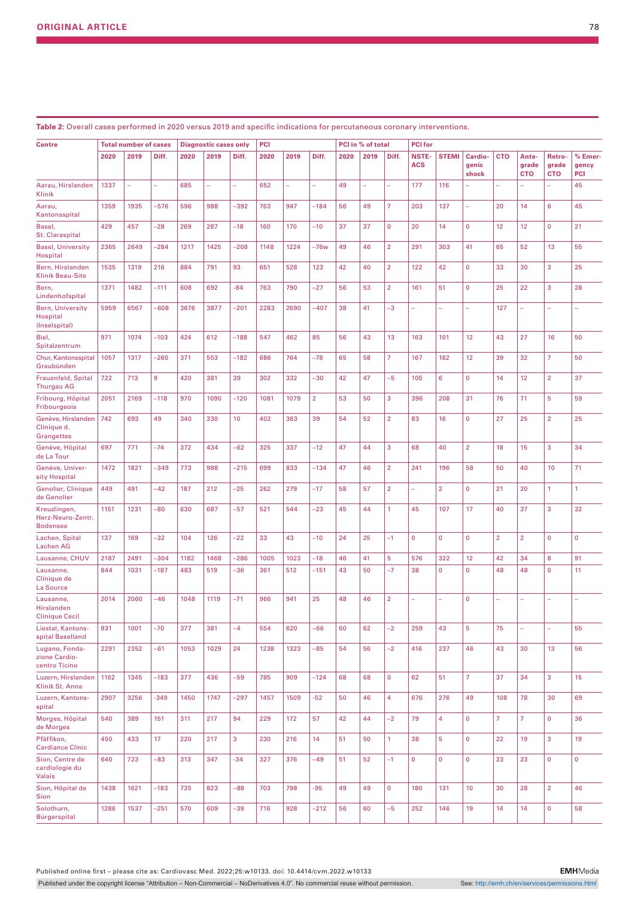**Table 2:** Overall cases performed in 2020 versus 2019 and specific indications for percutaneous coronary interventions.

| Centre | Total number of cases | | | Diagnostic cases only | | | PCI | | | PCI in % of total | | | PCI for | | | | | | |
|---|---|---|---|---|---|---|---|---|---|---|---|---|---|---|---|---|---|---|---|
| | 2020 | 2019 | Diff. | 2020 | 2019 | Diff. | 2020 | 2019 | Diff. | 2020 | 2019 | Diff. | NSTE-ACS | STEMI | Cardio-genic shock | CTO | Ante-grade CTO | Retro-grade CTO | % Emer-gency PCI |
| Aarau, Hirslanden Klinik | 1337 | – | – | 685 | – | – | 652 | – | – | 49 | – | – | 177 | 116 | – | – | – | – | 45 |
| Aarau, Kantonsspital | 1359 | 1935 | −576 | 596 | 988 | −392 | 763 | 947 | −184 | 56 | 49 | 7 | 203 | 137 | – | 20 | 14 | 6 | 45 |
| Basel, St. Claraspital | 429 | 457 | −28 | 269 | 287 | −18 | 160 | 170 | −10 | 37 | 37 | 0 | 20 | 14 | 0 | 12 | 12 | 0 | 21 |
| Basel, University Hospital | 2365 | 2649 | −284 | 1217 | 1425 | −208 | 1148 | 1224 | −76w | 49 | 46 | 2 | 291 | 303 | 41 | 65 | 52 | 13 | 55 |
| Bern, Hirslanden Klinik Beau-Site | 1535 | 1319 | 216 | 884 | 791 | 93 | 651 | 528 | 123 | 42 | 40 | 2 | 122 | 42 | 0 | 33 | 30 | 3 | 25 |
| Bern, Lindenhofspital | 1371 | 1482 | −111 | 608 | 692 | -84 | 763 | 790 | −27 | 56 | 53 | 2 | 161 | 51 | 0 | 25 | 22 | 3 | 28 |
| Bern, University Hospital (Inselspital) | 5959 | 6567 | −608 | 3676 | 3877 | −201 | 2283 | 2690 | −407 | 38 | 41 | −3 | – | – | – | 127 | – | – | – |
| Biel, Spitalzentrum | 971 | 1074 | −103 | 424 | 612 | −188 | 547 | 462 | 85 | 56 | 43 | 13 | 163 | 101 | 12 | 43 | 27 | 16 | 50 |
| Chur, Kantonsspital Graubünden | 1057 | 1317 | −260 | 371 | 553 | −182 | 686 | 764 | −78 | 65 | 58 | 7 | 167 | 162 | 12 | 39 | 32 | 7 | 50 |
| Frauenfeld, Spital Thurgau AG | 722 | 713 | 9 | 420 | 381 | 39 | 302 | 332 | −30 | 42 | 47 | −5 | 105 | 6 | 0 | 14 | 12 | 2 | 37 |
| Fribourg, Hôpital Fribourgeois | 2051 | 2169 | −118 | 970 | 1090 | −120 | 1081 | 1079 | 2 | 53 | 50 | 3 | 396 | 208 | 31 | 76 | 71 | 5 | 59 |
| Genève, Hirslanden Clinique d. Grangettes | 742 | 693 | 49 | 340 | 330 | 10 | 402 | 363 | 39 | 54 | 52 | 2 | 83 | 16 | 0 | 27 | 25 | 2 | 25 |
| Genève, Hôpital de La Tour | 697 | 771 | −74 | 372 | 434 | −62 | 325 | 337 | −12 | 47 | 44 | 3 | 68 | 40 | 2 | 18 | 15 | 3 | 34 |
| Genève, University Hospital | 1472 | 1821 | −349 | 773 | 988 | −215 | 699 | 833 | −134 | 47 | 46 | 2 | 241 | 196 | 58 | 50 | 40 | 10 | 71 |
| Genolier, Clinique de Genolier | 449 | 491 | −42 | 187 | 212 | −25 | 262 | 279 | −17 | 58 | 57 | 2 | – | 2 | 0 | 21 | 20 | 1 | 1 |
| Kreuzlingen, Herz-Neuro-Zentr. Bodensee | 1151 | 1231 | −80 | 630 | 687 | −57 | 521 | 544 | −23 | 45 | 44 | 1 | 45 | 107 | 17 | 40 | 37 | 3 | 32 |
| Lachen, Spital Lachen AG | 137 | 169 | −32 | 104 | 126 | −22 | 33 | 43 | −10 | 24 | 25 | −1 | 0 | 0 | 0 | 2 | 2 | 0 | 0 |
| Lausanne, CHUV | 2187 | 2491 | −304 | 1182 | 1468 | −286 | 1005 | 1023 | −18 | 46 | 41 | 5 | 576 | 322 | 12 | 42 | 34 | 8 | 91 |
| Lausanne, Clinique de La Source | 844 | 1031 | −187 | 483 | 519 | −36 | 361 | 512 | −151 | 43 | 50 | −7 | 38 | 0 | 0 | 48 | 48 | 0 | 11 |
| Lausanne, Hirslanden Clinique Cecil | 2014 | 2060 | −46 | 1048 | 1119 | −71 | 966 | 941 | 25 | 48 | 46 | 2 | – | – | 0 | – | – | – | – |
| Liestal, Kantonsspital Baselland | 931 | 1001 | −70 | 377 | 381 | −4 | 554 | 620 | −66 | 60 | 62 | −2 | 259 | 43 | 5 | 75 | – | – | 55 |
| Lugano, Fondazione Cardiocentro Ticino | 2291 | 2352 | −61 | 1053 | 1029 | 24 | 1238 | 1323 | −85 | 54 | 56 | −2 | 416 | 237 | 46 | 43 | 30 | 13 | 56 |
| Luzern, Hirslanden Klinik St. Anna | 1162 | 1345 | −183 | 377 | 436 | −59 | 785 | 909 | −124 | 68 | 68 | 0 | 62 | 51 | 7 | 37 | 34 | 3 | 15 |
| Luzern, Kantonsspital | 2907 | 3256 | -349 | 1450 | 1747 | −297 | 1457 | 1509 | −52 | 50 | 46 | 4 | 676 | 276 | 49 | 108 | 78 | 30 | 69 |
| Morges, Hôpital de Morges | 540 | 389 | 151 | 311 | 217 | 94 | 229 | 172 | 57 | 42 | 44 | −2 | 79 | 4 | 0 | 7 | 7 | 0 | 36 |
| Pfäffikon, Cardiance Clinic | 450 | 433 | 17 | 220 | 217 | 3 | 230 | 216 | 14 | 51 | 50 | 1 | 38 | 5 | 0 | 22 | 19 | 3 | 19 |
| Sion, Centre de cardiologie du Valais | 640 | 723 | −83 | 313 | 347 | -34 | 327 | 376 | −49 | 51 | 52 | −1 | 0 | 0 | 0 | 23 | 23 | 0 | 0 |
| Sion, Hôpital de Sion | 1438 | 1621 | −183 | 735 | 823 | −88 | 703 | 798 | -95 | 49 | 49 | 0 | 180 | 131 | 10 | 30 | 28 | 2 | 46 |
| Solothurn, Bürgerspital | 1286 | 1537 | −251 | 570 | 609 | −39 | 716 | 928 | −212 | 56 | 60 | −5 | 252 | 146 | 19 | 14 | 14 | 0 | 58 |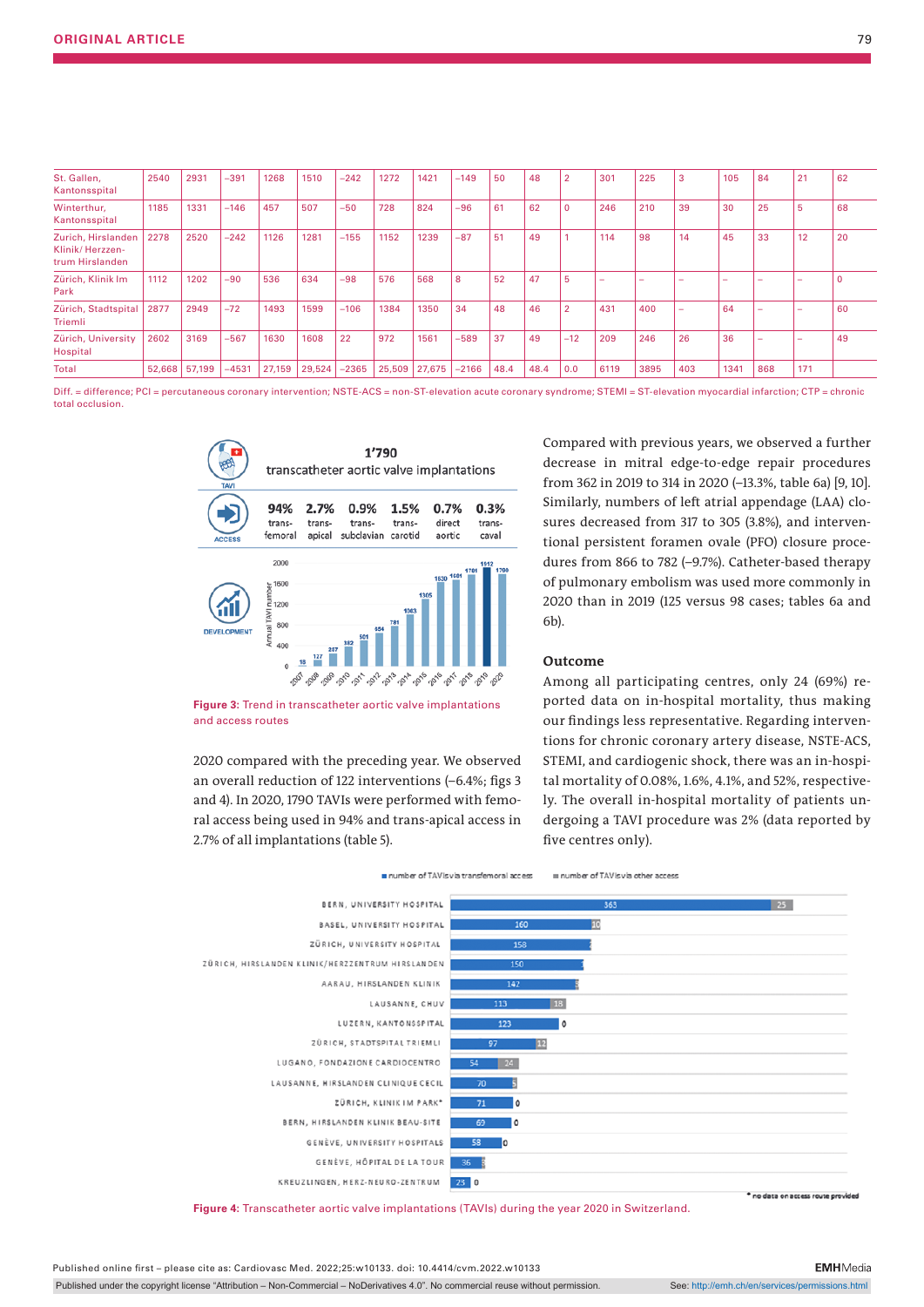| St. Gallen, Kantonsspital | 2540 | 2931 | −391 | 1268 | 1510 | −242 | 1272 | 1421 | −149 | 50 | 48 | 2 | 301 | 225 | 3 | 105 | 84 | 21 | 62 |
|---|---|---|---|---|---|---|---|---|---|---|---|---|---|---|---|---|---|---|---|
| Winterthur, Kantonsspital | 1185 | 1331 | −146 | 457 | 507 | −50 | 728 | 824 | −96 | 61 | 62 | 0 | 246 | 210 | 39 | 30 | 25 | 5 | 68 |
| Zurich, Hirslanden Klinik/ Herzzentrum Hirslanden | 2278 | 2520 | −242 | 1126 | 1281 | −155 | 1152 | 1239 | −87 | 51 | 49 | 1 | 114 | 98 | 14 | 45 | 33 | 12 | 20 |
| Zürich, Klinik Im Park | 1112 | 1202 | −90 | 536 | 634 | −98 | 576 | 568 | 8 | 52 | 47 | 5 | – | – | – | – | – | – | 0 |
| Zürich, Stadtspital Triemli | 2877 | 2949 | −72 | 1493 | 1599 | −106 | 1384 | 1350 | 34 | 48 | 46 | 2 | 431 | 400 | – | 64 | – | – | 60 |
| Zürich, University Hospital | 2602 | 3169 | −567 | 1630 | 1608 | 22 | 972 | 1561 | −589 | 37 | 49 | −12 | 209 | 246 | 26 | 36 | – | – | 49 |
| Total | 52,668 | 57,199 | −4531 | 27,159 | 29,524 | −2365 | 25,509 | 27,675 | −2166 | 48.4 | 48.4 | 0.0 | 6119 | 3895 | 403 | 1341 | 868 | 171 | |

Diff. = difference; PCI = percutaneous coronary intervention; NSTE-ACS = non-ST-elevation acute coronary syndrome; STEMI = ST-elevation myocardial infarction; CTP = chronic total occlusion.

Figure 3: Trend in transcatheter aortic valve implantations and access routes

2020 compared with the preceding year. We observed an overall reduction of 122 interventions (−6.4%; figs 3 and 4). In 2020, 1790 TAVIs were performed with femoral access being used in 94% and trans-apical access in 2.7% of all implantations (table 5).

Compared with previous years, we observed a further decrease in mitral edge-to-edge repair procedures from 362 in 2019 to 314 in 2020 (−13.3%, table 6a) [9, 10]. Similarly, numbers of left atrial appendage (LAA) closures decreased from 317 to 305 (3.8%), and interventional persistent foramen ovale (PFO) closure procedures from 866 to 782 (−9.7%). Catheter-based therapy of pulmonary embolism was used more commonly in 2020 than in 2019 (125 versus 98 cases; tables 6a and 6b).

## Outcome

Among all participating centres, only 24 (69%) reported data on in-hospital mortality, thus making our findings less representative. Regarding interventions for chronic coronary artery disease, NSTE-ACS, STEMI, and cardiogenic shock, there was an in-hospital mortality of 0.08%, 1.6%, 4.1%, and 52%, respectively. The overall in-hospital mortality of patients undergoing a TAVI procedure was 2% (data reported by five centres only).

Figure 4: Transcatheter aortic valve implantations (TAVIs) during the year 2020 in Switzerland.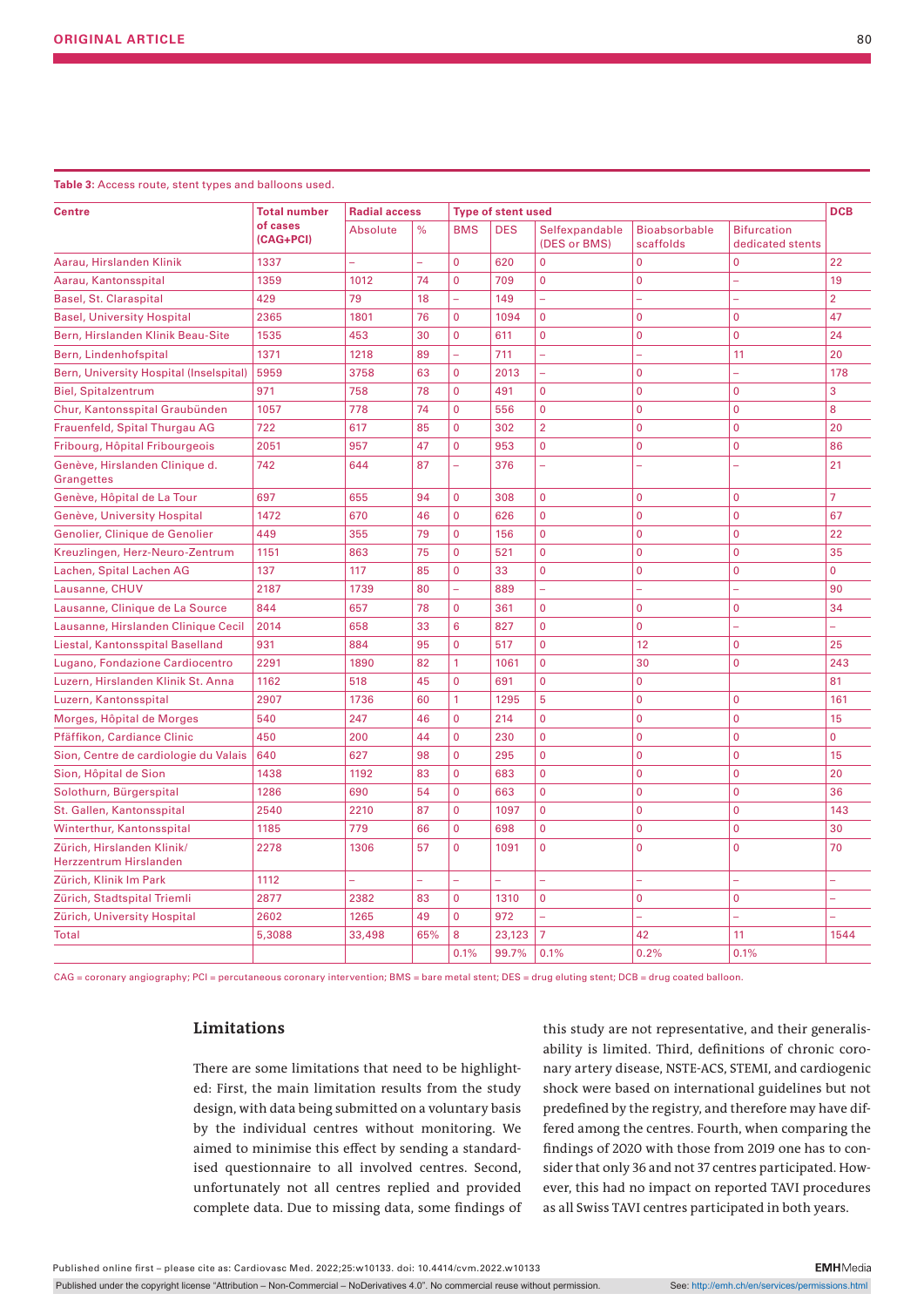**Table 3:** Access route, stent types and balloons used.

| Centre | Total number of cases (CAG+PCI) | Radial access | | Type of stent used | | | | | DCB |
|---|---|---|---|---|---|---|---|---|---|
| | | Absolute | % | BMS | DES | Selfexpandable (DES or BMS) | Bioabsorbable scaffolds | Bifurcation dedicated stents | |
| Aarau, Hirslanden Klinik | 1337 | – | – | 0 | 620 | 0 | 0 | 0 | 22 |
| Aarau, Kantonsspital | 1359 | 1012 | 74 | 0 | 709 | 0 | 0 | – | 19 |
| Basel, St. Claraspital | 429 | 79 | 18 | – | 149 | – | – | – | 2 |
| Basel, University Hospital | 2365 | 1801 | 76 | 0 | 1094 | 0 | 0 | 0 | 47 |
| Bern, Hirslanden Klinik Beau-Site | 1535 | 453 | 30 | 0 | 611 | 0 | 0 | 0 | 24 |
| Bern, Lindenhofspital | 1371 | 1218 | 89 | – | 711 | – | – | 11 | 20 |
| Bern, University Hospital (Inselspital) | 5959 | 3758 | 63 | 0 | 2013 | – | 0 | – | 178 |
| Biel, Spitalzentrum | 971 | 758 | 78 | 0 | 491 | 0 | 0 | 0 | 3 |
| Chur, Kantonsspital Graubünden | 1057 | 778 | 74 | 0 | 556 | 0 | 0 | 0 | 8 |
| Frauenfeld, Spital Thurgau AG | 722 | 617 | 85 | 0 | 302 | 2 | 0 | 0 | 20 |
| Fribourg, Hôpital Fribourgeois | 2051 | 957 | 47 | 0 | 953 | 0 | 0 | 0 | 86 |
| Genève, Hirslanden Clinique d. Grangettes | 742 | 644 | 87 | – | 376 | – | – | – | 21 |
| Genève, Hôpital de La Tour | 697 | 655 | 94 | 0 | 308 | 0 | 0 | 0 | 7 |
| Genève, University Hospital | 1472 | 670 | 46 | 0 | 626 | 0 | 0 | 0 | 67 |
| Genolier, Clinique de Genolier | 449 | 355 | 79 | 0 | 156 | 0 | 0 | 0 | 22 |
| Kreuzlingen, Herz-Neuro-Zentrum | 1151 | 863 | 75 | 0 | 521 | 0 | 0 | 0 | 35 |
| Lachen, Spital Lachen AG | 137 | 117 | 85 | 0 | 33 | 0 | 0 | 0 | 0 |
| Lausanne, CHUV | 2187 | 1739 | 80 | – | 889 | – | – | – | 90 |
| Lausanne, Clinique de La Source | 844 | 657 | 78 | 0 | 361 | 0 | 0 | 0 | 34 |
| Lausanne, Hirslanden Clinique Cecil | 2014 | 658 | 33 | 6 | 827 | 0 | 0 | – | – |
| Liestal, Kantonsspital Baselland | 931 | 884 | 95 | 0 | 517 | 0 | 12 | 0 | 25 |
| Lugano, Fondazione Cardiocentro | 2291 | 1890 | 82 | 1 | 1061 | 0 | 30 | 0 | 243 |
| Luzern, Hirslanden Klinik St. Anna | 1162 | 518 | 45 | 0 | 691 | 0 | 0 | | 81 |
| Luzern, Kantonsspital | 2907 | 1736 | 60 | 1 | 1295 | 5 | 0 | 0 | 161 |
| Morges, Hôpital de Morges | 540 | 247 | 46 | 0 | 214 | 0 | 0 | 0 | 15 |
| Pfäffikon, Cardiance Clinic | 450 | 200 | 44 | 0 | 230 | 0 | 0 | 0 | 0 |
| Sion, Centre de cardiologie du Valais | 640 | 627 | 98 | 0 | 295 | 0 | 0 | 0 | 15 |
| Sion, Hôpital de Sion | 1438 | 1192 | 83 | 0 | 683 | 0 | 0 | 0 | 20 |
| Solothurn, Bürgerspital | 1286 | 690 | 54 | 0 | 663 | 0 | 0 | 0 | 36 |
| St. Gallen, Kantonsspital | 2540 | 2210 | 87 | 0 | 1097 | 0 | 0 | 0 | 143 |
| Winterthur, Kantonsspital | 1185 | 779 | 66 | 0 | 698 | 0 | 0 | 0 | 30 |
| Zürich, Hirslanden Klinik/ Herzzentrum Hirslanden | 2278 | 1306 | 57 | 0 | 1091 | 0 | 0 | 0 | 70 |
| Zürich, Klinik Im Park | 1112 | – | – | – | – | – | – | – | – |
| Zürich, Stadtspital Triemli | 2877 | 2382 | 83 | 0 | 1310 | 0 | 0 | 0 | – |
| Zürich, University Hospital | 2602 | 1265 | 49 | 0 | 972 | – | – | – | – |
| Total | 5,3088 | 33,498 | 65% | 8 | 23,123 | 7 | 42 | 11 | 1544 |
| | | | | 0.1% | 99.7% | 0.1% | 0.2% | 0.1% | |

CAG = coronary angiography; PCI = percutaneous coronary intervention; BMS = bare metal stent; DES = drug eluting stent; DCB = drug coated balloon.

## Limitations

There are some limitations that need to be highlighted: First, the main limitation results from the study design, with data being submitted on a voluntary basis by the individual centres without monitoring. We aimed to minimise this effect by sending a standardised questionnaire to all involved centres. Second, unfortunately not all centres replied and provided complete data. Due to missing data, some findings of this study are not representative, and their generalisability is limited. Third, definitions of chronic coronary artery disease, NSTE-ACS, STEMI, and cardiogenic shock were based on international guidelines but not predefined by the registry, and therefore may have differed among the centres. Fourth, when comparing the findings of 2020 with those from 2019 one has to consider that only 36 and not 37 centres participated. However, this had no impact on reported TAVI procedures as all Swiss TAVI centres participated in both years.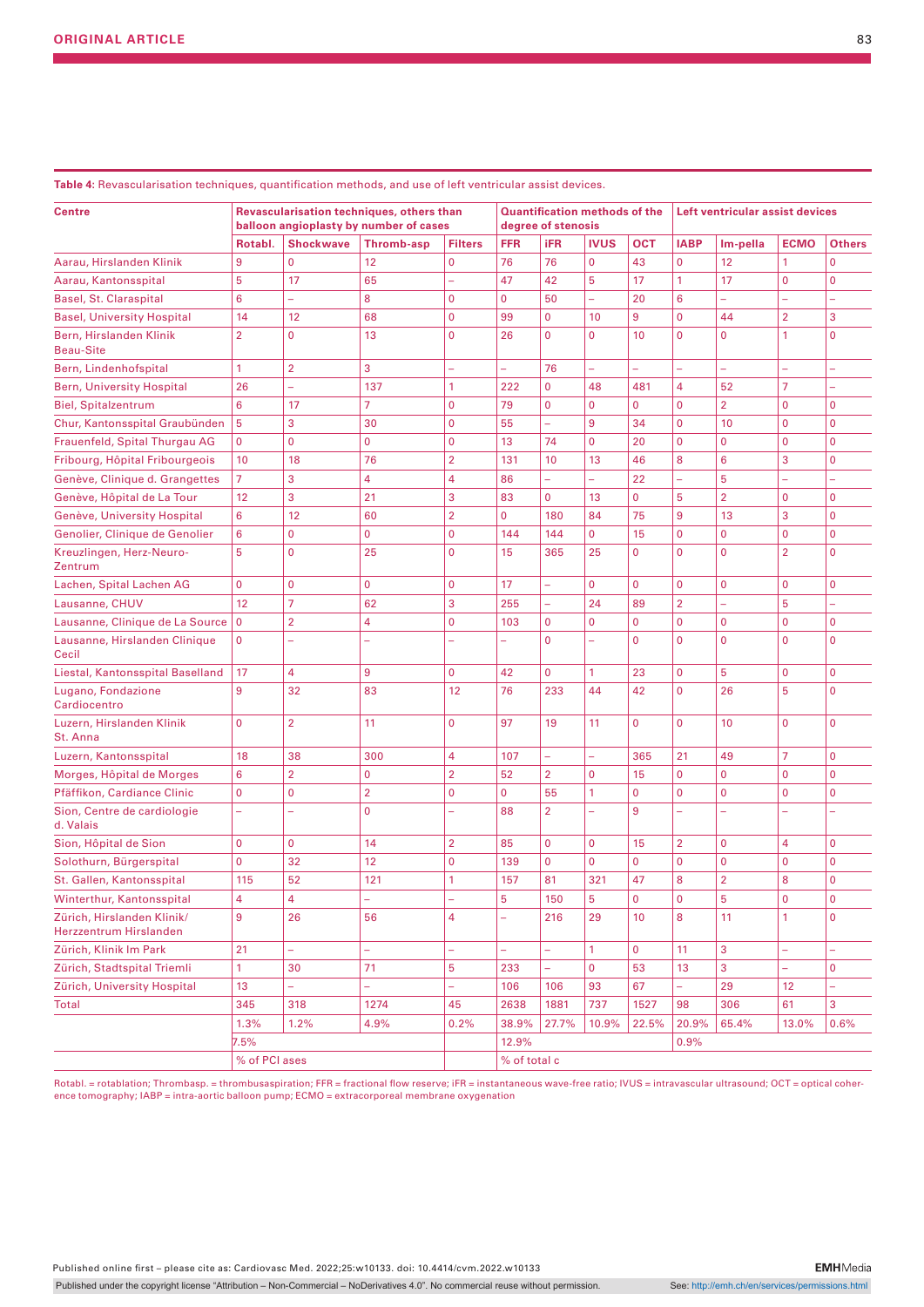**Table 4:** Revascularisation techniques, quantification methods, and use of left ventricular assist devices.

| Centre | Revascularisation techniques, others than balloon angioplasty by number of cases | | | | Quantification methods of the degree of stenosis | | | | Left ventricular assist devices | | | |
|---|---|---|---|---|---|---|---|---|---|---|---|---|
| | Rotabl. | Shockwave | Thromb-asp | Filters | FFR | iFR | IVUS | OCT | IABP | Im-pella | ECMO | Others |
| Aarau, Hirslanden Klinik | 9 | 0 | 12 | 0 | 76 | 76 | 0 | 43 | 0 | 12 | 1 | 0 |
| Aarau, Kantonsspital | 5 | 17 | 65 | – | 47 | 42 | 5 | 17 | 1 | 17 | 0 | 0 |
| Basel, St. Claraspital | 6 | – | 8 | 0 | 0 | 50 | – | 20 | 6 | – | – | – |
| Basel, University Hospital | 14 | 12 | 68 | 0 | 99 | 0 | 10 | 9 | 0 | 44 | 2 | 3 |
| Bern, Hirslanden Klinik Beau-Site | 2 | 0 | 13 | 0 | 26 | 0 | 0 | 10 | 0 | 0 | 1 | 0 |
| Bern, Lindenhofspital | 1 | 2 | 3 | – | – | 76 | – | – | – | – | – | – |
| Bern, University Hospital | 26 | – | 137 | 1 | 222 | 0 | 48 | 481 | 4 | 52 | 7 | – |
| Biel, Spitalzentrum | 6 | 17 | 7 | 0 | 79 | 0 | 0 | 0 | 0 | 2 | 0 | 0 |
| Chur, Kantonsspital Graubünden | 5 | 3 | 30 | 0 | 55 | – | 9 | 34 | 0 | 10 | 0 | 0 |
| Frauenfeld, Spital Thurgau AG | 0 | 0 | 0 | 0 | 13 | 74 | 0 | 20 | 0 | 0 | 0 | 0 |
| Fribourg, Hôpital Fribourgeois | 10 | 18 | 76 | 2 | 131 | 10 | 13 | 46 | 8 | 6 | 3 | 0 |
| Genève, Clinique d. Grangettes | 7 | 3 | 4 | 4 | 86 | – | – | 22 | – | 5 | – | – |
| Genève, Hôpital de La Tour | 12 | 3 | 21 | 3 | 83 | 0 | 13 | 0 | 5 | 2 | 0 | 0 |
| Genève, University Hospital | 6 | 12 | 60 | 2 | 0 | 180 | 84 | 75 | 9 | 13 | 3 | 0 |
| Genolier, Clinique de Genolier | 6 | 0 | 0 | 0 | 144 | 144 | 0 | 15 | 0 | 0 | 0 | 0 |
| Kreuzlingen, Herz-Neuro-Zentrum | 5 | 0 | 25 | 0 | 15 | 365 | 25 | 0 | 0 | 0 | 2 | 0 |
| Lachen, Spital Lachen AG | 0 | 0 | 0 | 0 | 17 | – | 0 | 0 | 0 | 0 | 0 | 0 |
| Lausanne, CHUV | 12 | 7 | 62 | 3 | 255 | – | 24 | 89 | 2 | – | 5 | – |
| Lausanne, Clinique de La Source | 0 | 2 | 4 | 0 | 103 | 0 | 0 | 0 | 0 | 0 | 0 | 0 |
| Lausanne, Hirslanden Clinique Cecil | 0 | – | – | – | – | 0 | – | 0 | 0 | 0 | 0 | 0 |
| Liestal, Kantonsspital Baselland | 17 | 4 | 9 | 0 | 42 | 0 | 1 | 23 | 0 | 5 | 0 | 0 |
| Lugano, Fondazione Cardiocentro | 9 | 32 | 83 | 12 | 76 | 233 | 44 | 42 | 0 | 26 | 5 | 0 |
| Luzern, Hirslanden Klinik St. Anna | 0 | 2 | 11 | 0 | 97 | 19 | 11 | 0 | 0 | 10 | 0 | 0 |
| Luzern, Kantonsspital | 18 | 38 | 300 | 4 | 107 | – | – | 365 | 21 | 49 | 7 | 0 |
| Morges, Hôpital de Morges | 6 | 2 | 0 | 2 | 52 | 2 | 0 | 15 | 0 | 0 | 0 | 0 |
| Pfäffikon, Cardiance Clinic | 0 | 0 | 2 | 0 | 0 | 55 | 1 | 0 | 0 | 0 | 0 | 0 |
| Sion, Centre de cardiologie d. Valais | – | – | 0 | – | 88 | 2 | – | 9 | – | – | – | – |
| Sion, Hôpital de Sion | 0 | 0 | 14 | 2 | 85 | 0 | 0 | 15 | 2 | 0 | 4 | 0 |
| Solothurn, Bürgerspital | 0 | 32 | 12 | 0 | 139 | 0 | 0 | 0 | 0 | 0 | 0 | 0 |
| St. Gallen, Kantonsspital | 115 | 52 | 121 | 1 | 157 | 81 | 321 | 47 | 8 | 2 | 8 | 0 |
| Winterthur, Kantonsspital | 4 | 4 | – | – | 5 | 150 | 5 | 0 | 0 | 5 | 0 | 0 |
| Zürich, Hirslanden Klinik/ Herzzentrum Hirslanden | 9 | 26 | 56 | 4 | – | 216 | 29 | 10 | 8 | 11 | 1 | 0 |
| Zürich, Klinik Im Park | 21 | – | – | – | – | – | 1 | 0 | 11 | 3 | – | – |
| Zürich, Stadtspital Triemli | 1 | 30 | 71 | 5 | 233 | – | 0 | 53 | 13 | 3 | – | 0 |
| Zürich, University Hospital | 13 | – | – | – | 106 | 106 | 93 | 67 | – | 29 | 12 | – |
| Total | 345 | 318 | 1274 | 45 | 2638 | 1881 | 737 | 1527 | 98 | 306 | 61 | 3 |
| | 1.3% | 1.2% | 4.9% | 0.2% | 38.9% | 27.7% | 10.9% | 22.5% | 20.9% | 65.4% | 13.0% | 0.6% |
| | 7.5% | | | | 12.9% | | | | 0.9% | | | |
| | % of PCI ases | | | | % of total c | | | | | | | |

Rotabl. = rotablation; Thrombasp. = thrombusaspiration; FFR = fractional flow reserve; iFR = instantaneous wave-free ratio; IVUS = intravascular ultrasound; OCT = optical coherence tomography; IABP = intra-aortic balloon pump; ECMO = extracorporeal membrane oxygenation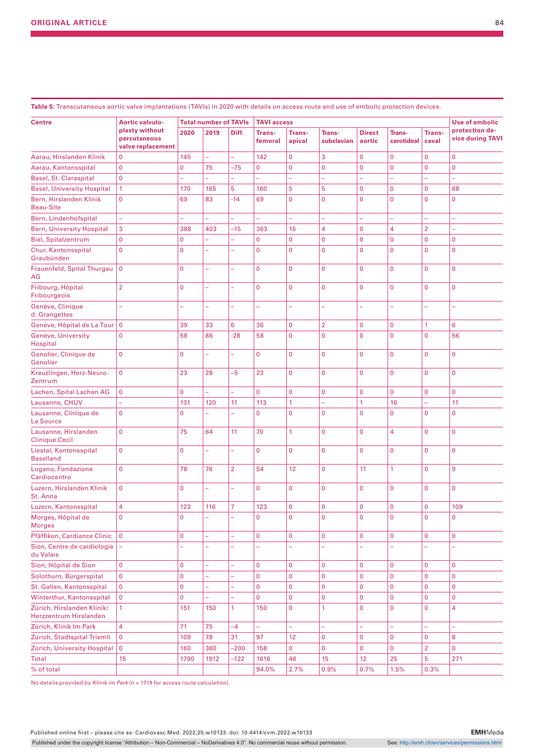**Table 5:** Transcutaneous aortic valve implantations (TAVIs) in 2020 with details on access route and use of embolic protection devices.

| Centre | Aortic valvuloplasty without percutaneous valve replacement | Total number of TAVIs | | | TAVI access | | | | | | Use of embolic protection device during TAVI |
|---|---|---|---|---|---|---|---|---|---|---|---|
| | | 2020 | 2019 | Diff. | Transfemoral | Transapical | Transsubclavian | Direct aortic | Transcarotideal | Transcaval | |
| Aarau, Hirslanden Klinik | 0 | 145 | – | – | 142 | 0 | 3 | 0 | 0 | 0 | 0 |
| Aarau, Kantonsspital | 0 | 0 | 75 | –75 | 0 | 0 | 0 | 0 | 0 | 0 | 0 |
| Basel, St. Claraspital | 0 | – | – | – | – | – | – | – | – | – | – |
| Basel, University Hospital | 1 | 170 | 165 | 5 | 160 | 5 | 5 | 0 | 0 | 0 | 68 |
| Bern, Hirslanden Klinik Beau-Site | 0 | 69 | 83 | -14 | 69 | 0 | 0 | 0 | 0 | 0 | 0 |
| Bern, Lindenhofspital | – | – | – | – | – | – | – | – | – | – | – |
| Bern, University Hospital | 3 | 388 | 403 | –15 | 363 | 15 | 4 | 0 | 4 | 2 | – |
| Biel, Spitalzentrum | 0 | 0 | – | – | 0 | 0 | 0 | 0 | 0 | 0 | 0 |
| Chur, Kantonsspital Graubünden | 0 | 0 | – | – | 0 | 0 | 0 | 0 | 0 | 0 | 0 |
| Frauenfeld, Spital Thurgau AG | 0 | 0 | – | – | 0 | 0 | 0 | 0 | 0 | 0 | 0 |
| Fribourg, Hôpital Fribourgeois | 2 | 0 | – | – | 0 | 0 | 0 | 0 | 0 | 0 | 0 |
| Genève, Clinique d. Grangettes | – | – | – | – | – | – | – | – | – | – | – |
| Genève, Hôpital de La Tour | 0 | 39 | 33 | 6 | 36 | 0 | 2 | 0 | 0 | 1 | 6 |
| Genève, University Hospital | 0 | 58 | 86 | -28 | 58 | 0 | 0 | 0 | 0 | 0 | 56 |
| Genolier, Clinique de Genolier | 0 | 0 | – | – | 0 | 0 | 0 | 0 | 0 | 0 | 0 |
| Kreuzlingen, Herz-Neuro-Zentrum | 0 | 23 | 28 | –5 | 23 | 0 | 0 | 0 | 0 | 0 | 0 |
| Lachen, Spital Lachen AG | 0 | 0 | – | – | 0 | 0 | 0 | 0 | 0 | 0 | 0 |
| Lausanne, CHUV | – | 131 | 120 | 11 | 113 | 1 | – | 1 | 16 | – | 11 |
| Lausanne, Clinique de La Source | 0 | 0 | – | – | 0 | 0 | 0 | 0 | 0 | 0 | 0 |
| Lausanne, Hirslanden Clinique Cecil | 0 | 75 | 64 | 11 | 70 | 1 | 0 | 0 | 4 | 0 | 0 |
| Liestal, Kantonsspital Baselland | 0 | 0 | – | – | 0 | 0 | 0 | 0 | 0 | 0 | 0 |
| Lugano, Fondazione Cardiocentro | 0 | 78 | 76 | 2 | 54 | 12 | 0 | 11 | 1 | 0 | 9 |
| Luzern, Hirslanden Klinik St. Anna | 0 | 0 | – | – | 0 | 0 | 0 | 0 | 0 | 0 | 0 |
| Luzern, Kantonsspital | 4 | 123 | 116 | 7 | 123 | 0 | 0 | 0 | 0 | 0 | 109 |
| Morges, Hôpital de Morges | 0 | 0 | – | – | 0 | 0 | 0 | 0 | 0 | 0 | 0 |
| Pfäffikon, Cardiance Clinic | 0 | 0 | – | – | 0 | 0 | 0 | 0 | 0 | 0 | 0 |
| Sion, Centre de cardiologie du Valais | – | – | – | – | – | – | – | – | – | – | – |
| Sion, Hôpital de Sion | 0 | 0 | – | – | 0 | 0 | 0 | 0 | 0 | 0 | 0 |
| Solothurn, Bürgerspital | 0 | 0 | – | – | 0 | 0 | 0 | 0 | 0 | 0 | 0 |
| St. Gallen, Kantonsspital | 0 | 0 | – | – | 0 | 0 | 0 | 0 | 0 | 0 | 0 |
| Winterthur, Kantonsspital | 0 | 0 | – | – | 0 | 0 | 0 | 0 | 0 | 0 | 0 |
| Zürich, Hirslanden Klinik/ Herzzentrum Hirslanden | 1 | 151 | 150 | 1 | 150 | 0 | 1 | 0 | 0 | 0 | 4 |
| Zürich, Klinik Im Park | 4 | 71 | 75 | –4 | – | – | – | – | – | – | – |
| Zürich, Stadtspital Triemli | 0 | 109 | 78 | 31 | 97 | 12 | 0 | 0 | 0 | 0 | 8 |
| Zürich, University Hospital | 0 | 160 | 360 | –200 | 158 | 0 | 0 | 0 | 0 | 2 | 0 |
| Total | 15 | 1790 | 1912 | –122 | 1616 | 46 | 15 | 12 | 25 | 5 | 271 |
| % of total | | | | | 94.0% | 2.7% | 0.9% | 0.7% | 1.5% | 0.3% | |

No details provided by *Klinik im Park* (n = 1719 for access route calculation).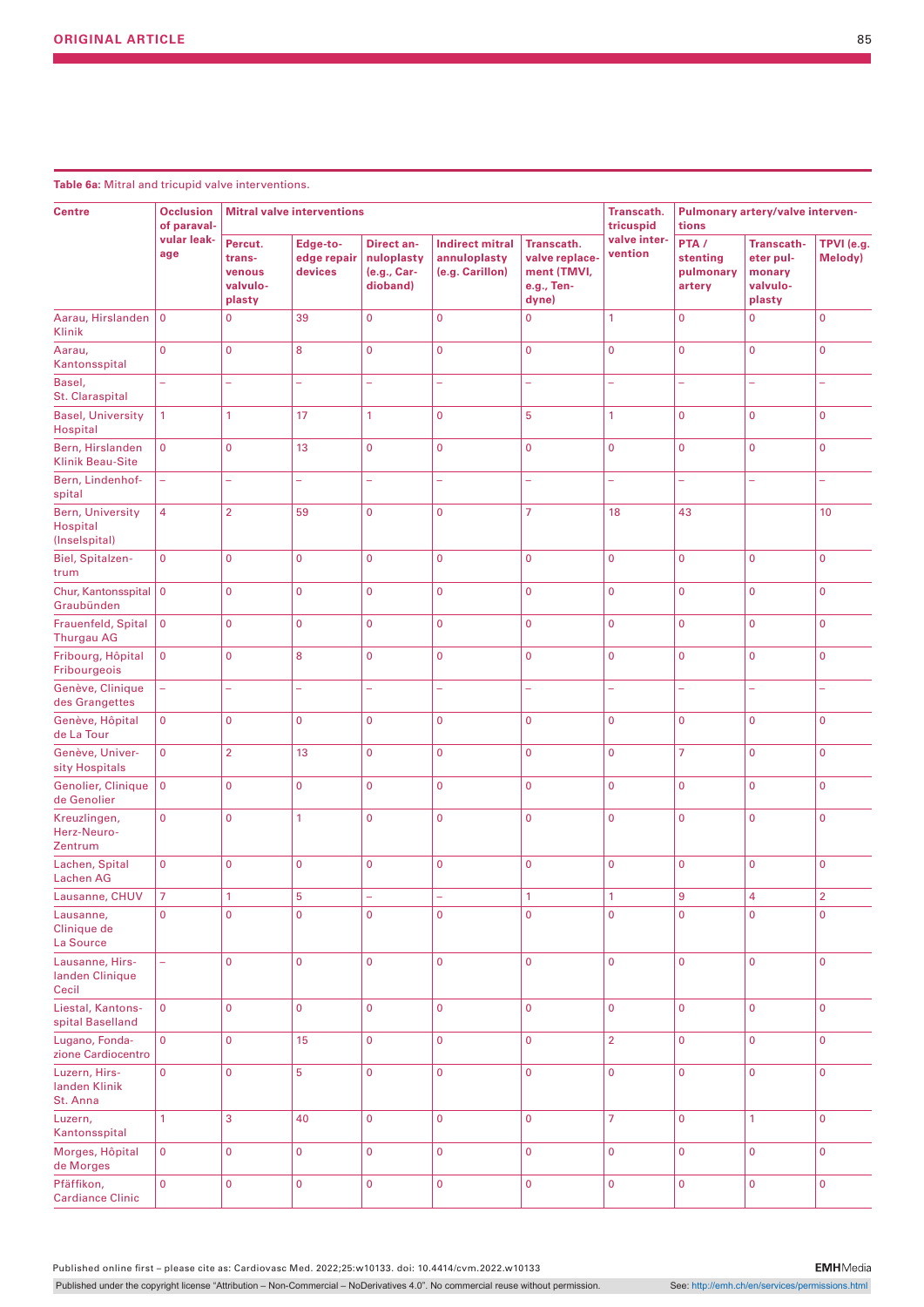**Table 6a:** Mitral and tricupid valve interventions.

| Centre | Occlusion of paravalvular leakage | Mitral valve interventions | | | | | Transcath. tricuspid valve intervention | Pulmonary artery/valve interventions | | |
|---|---|---|---|---|---|---|---|---|---|---|
| | | Percut. transvenous valvuloplasty | Edge-to-edge repair devices | Direct annuloplasty (e.g., Cardioband) | Indirect mitral annuloplasty (e.g. Carillon) | Transcath. valve replacement (TMVI, e.g., Tendyne) | | PTA / stenting pulmonary artery | Transcatheter pulmonary valvuloplasty | TPVI (e.g. Melody) |
| Aarau, Hirslanden Klinik | 0 | 0 | 39 | 0 | 0 | 0 | 1 | 0 | 0 | 0 |
| Aarau, Kantonsspital | 0 | 0 | 8 | 0 | 0 | 0 | 0 | 0 | 0 | 0 |
| Basel, St. Claraspital | – | – | – | – | – | – | – | – | – | – |
| Basel, University Hospital | 1 | 1 | 17 | 1 | 0 | 5 | 1 | 0 | 0 | 0 |
| Bern, Hirslanden Klinik Beau-Site | 0 | 0 | 13 | 0 | 0 | 0 | 0 | 0 | 0 | 0 |
| Bern, Lindenhofspital | – | – | – | – | – | – | – | – | – | – |
| Bern, University Hospital (Inselspital) | 4 | 2 | 59 | 0 | 0 | 7 | 18 | 43 | | 10 |
| Biel, Spitalzentrum | 0 | 0 | 0 | 0 | 0 | 0 | 0 | 0 | 0 | 0 |
| Chur, Kantonsspital Graubünden | 0 | 0 | 0 | 0 | 0 | 0 | 0 | 0 | 0 | 0 |
| Frauenfeld, Spital Thurgau AG | 0 | 0 | 0 | 0 | 0 | 0 | 0 | 0 | 0 | 0 |
| Fribourg, Hôpital Fribourgeois | 0 | 0 | 8 | 0 | 0 | 0 | 0 | 0 | 0 | 0 |
| Genève, Clinique des Grangettes | – | – | – | – | – | – | – | – | – | – |
| Genève, Hôpital de La Tour | 0 | 0 | 0 | 0 | 0 | 0 | 0 | 0 | 0 | 0 |
| Genève, University Hospitals | 0 | 2 | 13 | 0 | 0 | 0 | 0 | 7 | 0 | 0 |
| Genolier, Clinique de Genolier | 0 | 0 | 0 | 0 | 0 | 0 | 0 | 0 | 0 | 0 |
| Kreuzlingen, Herz-Neuro-Zentrum | 0 | 0 | 1 | 0 | 0 | 0 | 0 | 0 | 0 | 0 |
| Lachen, Spital Lachen AG | 0 | 0 | 0 | 0 | 0 | 0 | 0 | 0 | 0 | 0 |
| Lausanne, CHUV | 7 | 1 | 5 | – | – | 1 | 1 | 9 | 4 | 2 |
| Lausanne, Clinique de La Source | 0 | 0 | 0 | 0 | 0 | 0 | 0 | 0 | 0 | 0 |
| Lausanne, Hirslanden Clinique Cecil | – | 0 | 0 | 0 | 0 | 0 | 0 | 0 | 0 | 0 |
| Liestal, Kantonsspital Baselland | 0 | 0 | 0 | 0 | 0 | 0 | 0 | 0 | 0 | 0 |
| Lugano, Fondazione Cardiocentro | 0 | 0 | 15 | 0 | 0 | 0 | 2 | 0 | 0 | 0 |
| Luzern, Hirslanden Klinik St. Anna | 0 | 0 | 5 | 0 | 0 | 0 | 0 | 0 | 0 | 0 |
| Luzern, Kantonsspital | 1 | 3 | 40 | 0 | 0 | 0 | 7 | 0 | 1 | 0 |
| Morges, Hôpital de Morges | 0 | 0 | 0 | 0 | 0 | 0 | 0 | 0 | 0 | 0 |
| Pfäffikon, Cardiance Clinic | 0 | 0 | 0 | 0 | 0 | 0 | 0 | 0 | 0 | 0 |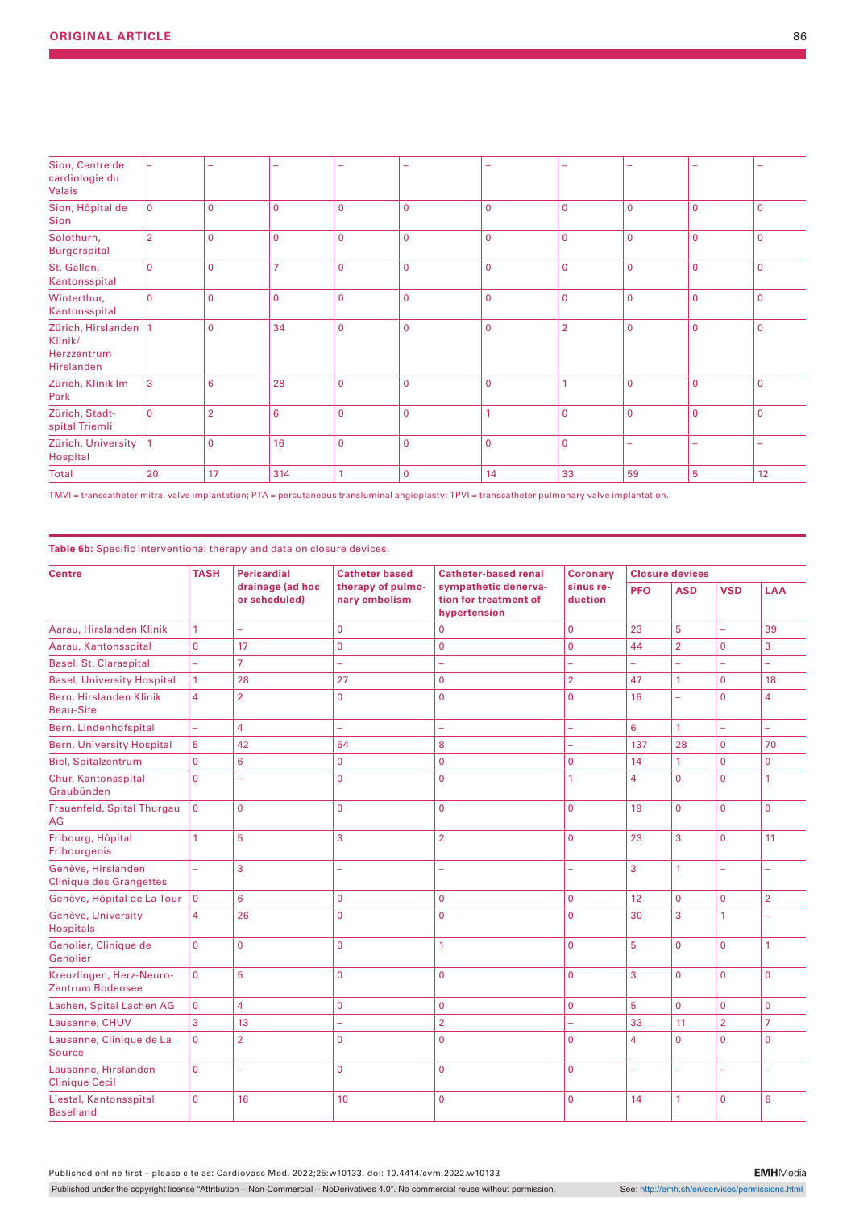| Sion, Centre de cardiologie du Valais | – | – | – | – | – | – | – | – | – | – |
|---|---|---|---|---|---|---|---|---|---|---|
| Sion, Hôpital de Sion | 0 | 0 | 0 | 0 | 0 | 0 | 0 | 0 | 0 | 0 |
| Solothurn, Bürgerspital | 2 | 0 | 0 | 0 | 0 | 0 | 0 | 0 | 0 | 0 |
| St. Gallen, Kantonsspital | 0 | 0 | 7 | 0 | 0 | 0 | 0 | 0 | 0 | 0 |
| Winterthur, Kantonsspital | 0 | 0 | 0 | 0 | 0 | 0 | 0 | 0 | 0 | 0 |
| Zürich, Hirslanden Klinik/ Herzzentrum Hirslanden | 1 | 0 | 34 | 0 | 0 | 0 | 2 | 0 | 0 | 0 |
| Zürich, Klinik Im Park | 3 | 6 | 28 | 0 | 0 | 0 | 1 | 0 | 0 | 0 |
| Zürich, Stadtspital Triemli | 0 | 2 | 6 | 0 | 0 | 1 | 0 | 0 | 0 | 0 |
| Zürich, University Hospital | 1 | 0 | 16 | 0 | 0 | 0 | 0 | – | – | – |
| Total | 20 | 17 | 314 | 1 | 0 | 14 | 33 | 59 | 5 | 12 |

TMVI = transcatheter mitral valve implantation; PTA = percutaneous transluminal angioplasty; TPVI = transcatheter pulmonary valve implantation.

**Table 6b:** Specific interventional therapy and data on closure devices.

| Centre | TASH | Pericardial drainage (ad hoc or scheduled) | Catheter based therapy of pulmonary embolism | Catheter-based renal sympathetic denervation for treatment of hypertension | Coronary sinus reduction | Closure devices | | | |
|---|---|---|---|---|---|---|---|---|---|
| | | | | | | PFO | ASD | VSD | LAA |
| Aarau, Hirslanden Klinik | 1 | – | 0 | 0 | 0 | 23 | 5 | – | 39 |
| Aarau, Kantonsspital | 0 | 17 | 0 | 0 | 0 | 44 | 2 | 0 | 3 |
| Basel, St. Claraspital | – | 7 | – | – | – | – | – | – | – |
| Basel, University Hospital | 1 | 28 | 27 | 0 | 2 | 47 | 1 | 0 | 18 |
| Bern, Hirslanden Klinik Beau-Site | 4 | 2 | 0 | 0 | 0 | 16 | – | 0 | 4 |
| Bern, Lindenhofspital | – | 4 | – | – | – | 6 | 1 | – | – |
| Bern, University Hospital | 5 | 42 | 64 | 8 | – | 137 | 28 | 0 | 70 |
| Biel, Spitalzentrum | 0 | 6 | 0 | 0 | 0 | 14 | 1 | 0 | 0 |
| Chur, Kantonsspital Graubünden | 0 | – | 0 | 0 | 1 | 4 | 0 | 0 | 1 |
| Frauenfeld, Spital Thurgau AG | 0 | 0 | 0 | 0 | 0 | 19 | 0 | 0 | 0 |
| Fribourg, Hôpital Fribourgeois | 1 | 5 | 3 | 2 | 0 | 23 | 3 | 0 | 11 |
| Genève, Hirslanden Clinique des Grangettes | – | 3 | – | – | – | 3 | 1 | – | – |
| Genève, Hôpital de La Tour | 0 | 6 | 0 | 0 | 0 | 12 | 0 | 0 | 2 |
| Genève, University Hospitals | 4 | 26 | 0 | 0 | 0 | 30 | 3 | 1 | – |
| Genolier, Clinique de Genolier | 0 | 0 | 0 | 1 | 0 | 5 | 0 | 0 | 1 |
| Kreuzlingen, Herz-Neuro-Zentrum Bodensee | 0 | 5 | 0 | 0 | 0 | 3 | 0 | 0 | 0 |
| Lachen, Spital Lachen AG | 0 | 4 | 0 | 0 | 0 | 5 | 0 | 0 | 0 |
| Lausanne, CHUV | 3 | 13 | – | 2 | – | 33 | 11 | 2 | 7 |
| Lausanne, Clinique de La Source | 0 | 2 | 0 | 0 | 0 | 4 | 0 | 0 | 0 |
| Lausanne, Hirslanden Clinique Cecil | 0 | – | 0 | 0 | 0 | – | – | – | – |
| Liestal, Kantonsspital Baselland | 0 | 16 | 10 | 0 | 0 | 14 | 1 | 0 | 6 |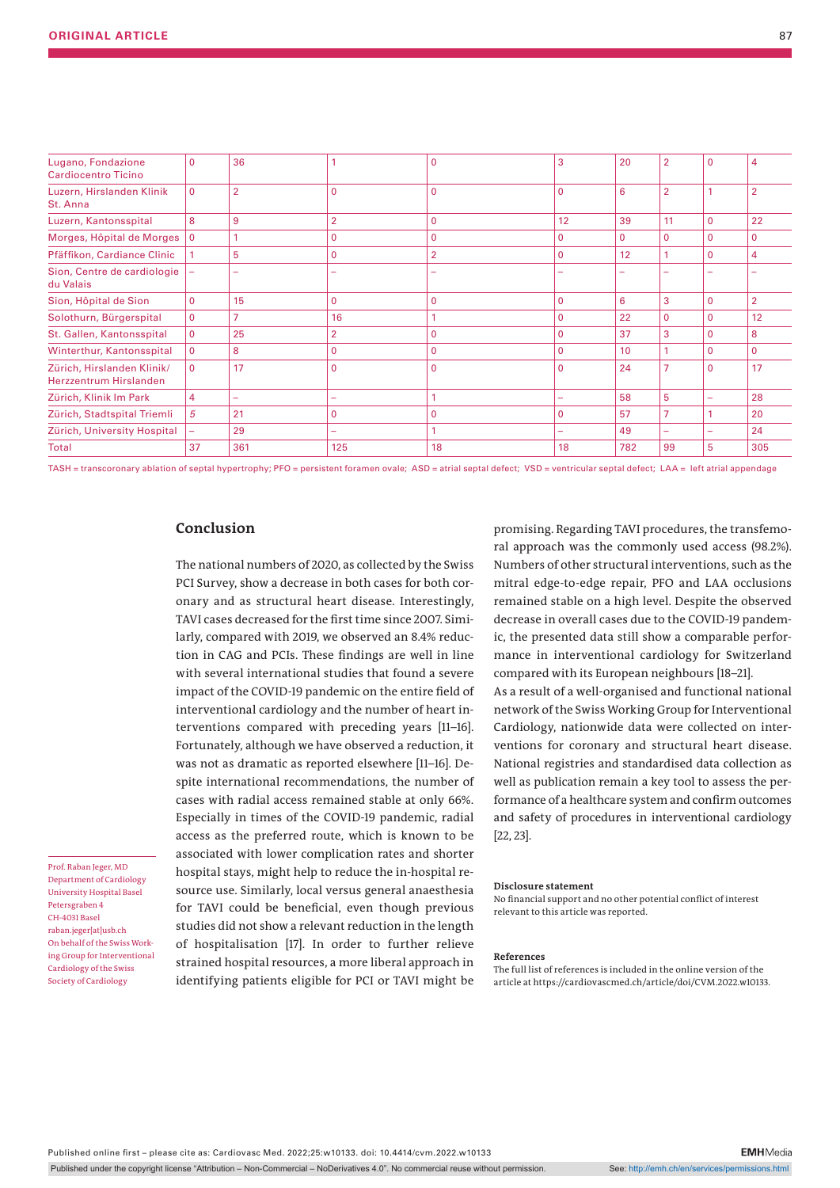| | | | | | | | | | |
|---|---|---|---|---|---|---|---|---|---|
| Lugano, Fondazione Cardiocentro Ticino | 0 | 36 | 1 | 0 | 3 | 20 | 2 | 0 | 4 |
| Luzern, Hirslanden Klinik St. Anna | 0 | 2 | 0 | 0 | 0 | 6 | 2 | 1 | 2 |
| Luzern, Kantonsspital | 8 | 9 | 2 | 0 | 12 | 39 | 11 | 0 | 22 |
| Morges, Hôpital de Morges | 0 | 1 | 0 | 0 | 0 | 0 | 0 | 0 | 0 |
| Pfäffikon, Cardiance Clinic | 1 | 5 | 0 | 2 | 0 | 12 | 1 | 0 | 4 |
| Sion, Centre de cardiologie du Valais | – | – | – | – | – | – | – | – | – |
| Sion, Hôpital de Sion | 0 | 15 | 0 | 0 | 0 | 6 | 3 | 0 | 2 |
| Solothurn, Bürgerspital | 0 | 7 | 16 | 1 | 0 | 22 | 0 | 0 | 12 |
| St. Gallen, Kantonsspital | 0 | 25 | 2 | 0 | 0 | 37 | 3 | 0 | 8 |
| Winterthur, Kantonsspital | 0 | 8 | 0 | 0 | 0 | 10 | 1 | 0 | 0 |
| Zürich, Hirslanden Klinik/ Herzzentrum Hirslanden | 0 | 17 | 0 | 0 | 0 | 24 | 7 | 0 | 17 |
| Zürich, Klinik Im Park | 4 | – | – | 1 | – | 58 | 5 | – | 28 |
| Zürich, Stadtspital Triemli | 5 | 21 | 0 | 0 | 0 | 57 | 7 | 1 | 20 |
| Zürich, University Hospital | – | 29 | – | 1 | – | 49 | – | – | 24 |
| Total | 37 | 361 | 125 | 18 | 18 | 782 | 99 | 5 | 305 |

TASH = transcoronary ablation of septal hypertrophy; PFO = persistent foramen ovale; ASD = atrial septal defect; VSD = ventricular septal defect; LAA = left atrial appendage

## Conclusion

The national numbers of 2020, as collected by the Swiss PCI Survey, show a decrease in both cases for both coronary and as structural heart disease. Interestingly, TAVI cases decreased for the first time since 2007. Similarly, compared with 2019, we observed an 8.4% reduction in CAG and PCIs. These findings are well in line with several international studies that found a severe impact of the COVID-19 pandemic on the entire field of interventional cardiology and the number of heart interventions compared with preceding years [11–16]. Fortunately, although we have observed a reduction, it was not as dramatic as reported elsewhere [11–16]. Despite international recommendations, the number of cases with radial access remained stable at only 66%. Especially in times of the COVID-19 pandemic, radial access as the preferred route, which is known to be associated with lower complication rates and shorter hospital stays, might help to reduce the in-hospital resource use. Similarly, local versus general anaesthesia for TAVI could be beneficial, even though previous studies did not show a relevant reduction in the length of hospitalisation [17]. In order to further relieve strained hospital resources, a more liberal approach in identifying patients eligible for PCI or TAVI might be promising. Regarding TAVI procedures, the transfemoral approach was the commonly used access (98.2%). Numbers of other structural interventions, such as the mitral edge-to-edge repair, PFO and LAA occlusions remained stable on a high level. Despite the observed decrease in overall cases due to the COVID-19 pandemic, the presented data still show a comparable performance in interventional cardiology for Switzerland compared with its European neighbours [18–21].

As a result of a well-organised and functional national network of the Swiss Working Group for Interventional Cardiology, nationwide data were collected on interventions for coronary and structural heart disease. National registries and standardised data collection as well as publication remain a key tool to assess the performance of a healthcare system and confirm outcomes and safety of procedures in interventional cardiology [22, 23].

Prof. Raban Jeger, MD
Department of Cardiology
University Hospital Basel
Petersgraben 4
CH-4031 Basel
raban.jeger[at]usb.ch
On behalf of the Swiss Working Group for Interventional Cardiology of the Swiss Society of Cardiology

**Disclosure statement**

No financial support and no other potential conflict of interest relevant to this article was reported.

**References**

The full list of references is included in the online version of the article at https://cardiovascmed.ch/article/doi/CVM.2022.w10133.